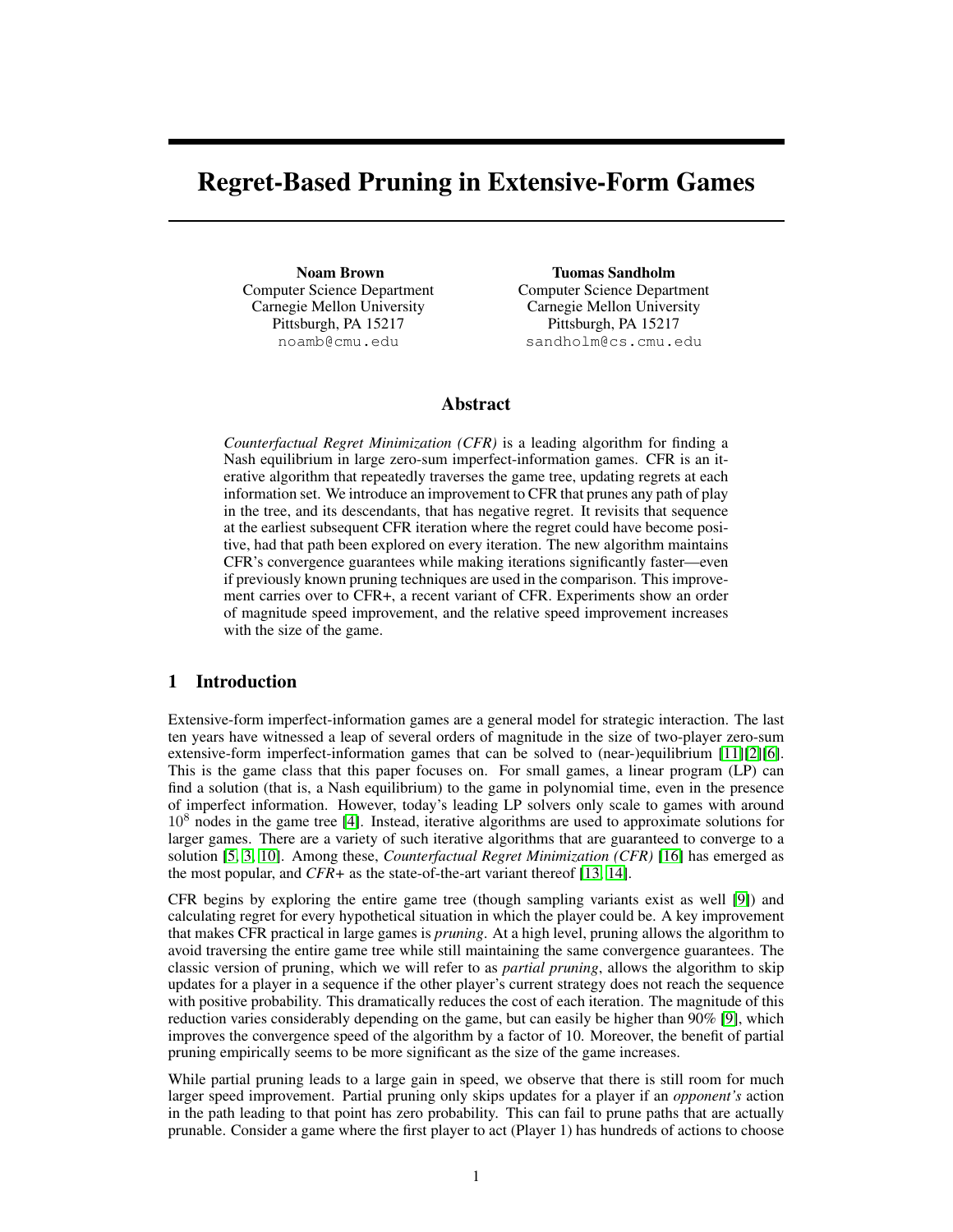# Regret-Based Pruning in Extensive-Form Games

**Noam Brown**
Computer Science Department
Carnegie Mellon University
Pittsburgh, PA 15217
noamb@cmu.edu

**Tuomas Sandholm**
Computer Science Department
Carnegie Mellon University
Pittsburgh, PA 15217
sandholm@cs.cmu.edu

## Abstract

*Counterfactual Regret Minimization (CFR)* is a leading algorithm for finding a Nash equilibrium in large zero-sum imperfect-information games. CFR is an iterative algorithm that repeatedly traverses the game tree, updating regrets at each information set. We introduce an improvement to CFR that prunes any path of play in the tree, and its descendants, that has negative regret. It revisits that sequence at the earliest subsequent CFR iteration where the regret could have become positive, had that path been explored on every iteration. The new algorithm maintains CFR's convergence guarantees while making iterations significantly faster—even if previously known pruning techniques are used in the comparison. This improvement carries over to CFR+, a recent variant of CFR. Experiments show an order of magnitude speed improvement, and the relative speed improvement increases with the size of the game.

## 1 Introduction

Extensive-form imperfect-information games are a general model for strategic interaction. The last ten years have witnessed a leap of several orders of magnitude in the size of two-player zero-sum extensive-form imperfect-information games that can be solved to (near-)equilibrium [11][2][6]. This is the game class that this paper focuses on. For small games, a linear program (LP) can find a solution (that is, a Nash equilibrium) to the game in polynomial time, even in the presence of imperfect information. However, today's leading LP solvers only scale to games with around $10^8$ nodes in the game tree [4]. Instead, iterative algorithms are used to approximate solutions for larger games. There are a variety of such iterative algorithms that are guaranteed to converge to a solution [5, 3, 10]. Among these, *Counterfactual Regret Minimization (CFR)* [16] has emerged as the most popular, and *CFR+* as the state-of-the-art variant thereof [13, 14].

CFR begins by exploring the entire game tree (though sampling variants exist as well [9]) and calculating regret for every hypothetical situation in which the player could be. A key improvement that makes CFR practical in large games is *pruning*. At a high level, pruning allows the algorithm to avoid traversing the entire game tree while still maintaining the same convergence guarantees. The classic version of pruning, which we will refer to as *partial pruning*, allows the algorithm to skip updates for a player in a sequence if the other player's current strategy does not reach the sequence with positive probability. This dramatically reduces the cost of each iteration. The magnitude of this reduction varies considerably depending on the game, but can easily be higher than 90% [9], which improves the convergence speed of the algorithm by a factor of 10. Moreover, the benefit of partial pruning empirically seems to be more significant as the size of the game increases.

While partial pruning leads to a large gain in speed, we observe that there is still room for much larger speed improvement. Partial pruning only skips updates for a player if an *opponent's* action in the path leading to that point has zero probability. This can fail to prune paths that are actually prunable. Consider a game where the first player to act (Player 1) has hundreds of actions to choose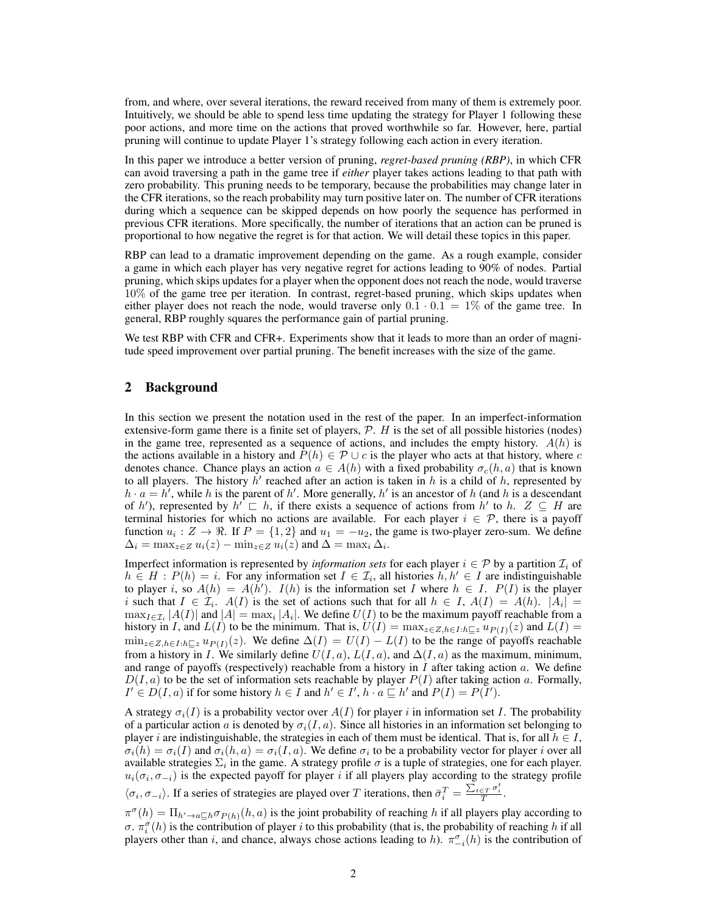from, and where, over several iterations, the reward received from many of them is extremely poor. Intuitively, we should be able to spend less time updating the strategy for Player 1 following these poor actions, and more time on the actions that proved worthwhile so far. However, here, partial pruning will continue to update Player 1's strategy following each action in every iteration.

In this paper we introduce a better version of pruning, *regret-based pruning (RBP)*, in which CFR can avoid traversing a path in the game tree if *either* player takes actions leading to that path with zero probability. This pruning needs to be temporary, because the probabilities may change later in the CFR iterations, so the reach probability may turn positive later on. The number of CFR iterations during which a sequence can be skipped depends on how poorly the sequence has performed in previous CFR iterations. More specifically, the number of iterations that an action can be pruned is proportional to how negative the regret is for that action. We will detail these topics in this paper.

RBP can lead to a dramatic improvement depending on the game. As a rough example, consider a game in which each player has very negative regret for actions leading to 90% of nodes. Partial pruning, which skips updates for a player when the opponent does not reach the node, would traverse 10% of the game tree per iteration. In contrast, regret-based pruning, which skips updates when either player does not reach the node, would traverse only $0.1 \cdot 0.1 = 1\%$ of the game tree. In general, RBP roughly squares the performance gain of partial pruning.

We test RBP with CFR and CFR+. Experiments show that it leads to more than an order of magnitude speed improvement over partial pruning. The benefit increases with the size of the game.

## 2 Background

In this section we present the notation used in the rest of the paper. In an imperfect-information extensive-form game there is a finite set of players, $\mathcal{P}$. $H$ is the set of all possible histories (nodes) in the game tree, represented as a sequence of actions, and includes the empty history. $A(h)$ is the actions available in a history and $P(h) \in \mathcal{P} \cup c$ is the player who acts at that history, where $c$ denotes chance. Chance plays an action $a \in A(h)$ with a fixed probability $\sigma_c(h, a)$ that is known to all players. The history $h'$ reached after an action is taken in $h$ is a child of $h$, represented by $h \cdot a = h'$, while $h$ is the parent of $h'$. More generally, $h'$ is an ancestor of $h$ (and $h$ is a descendant of $h'$), represented by $h' \sqsubset h$, if there exists a sequence of actions from $h'$ to $h$. $Z \subseteq H$ are terminal histories for which no actions are available. For each player $i \in \mathcal{P}$, there is a payoff function $u_i : Z \rightarrow \Re$. If $P = \{1, 2\}$ and $u_1 = -u_2$, the game is two-player zero-sum. We define $\Delta_i = \max_{z \in Z} u_i(z) - \min_{z \in Z} u_i(z)$ and $\Delta = \max_i \Delta_i$.

Imperfect information is represented by *information sets* for each player $i \in \mathcal{P}$ by a partition $\mathcal{I}_i$ of $h \in H : P(h) = i$. For any information set $I \in \mathcal{I}_i$, all histories $h, h' \in I$ are indistinguishable to player $i$, so $A(h) = A(h')$. $I(h)$ is the information set $I$ where $h \in I$. $P(I)$ is the player $i$ such that $I \in \mathcal{I}_i$. $A(I)$ is the set of actions such that for all $h \in I$, $A(I) = A(h)$. $|A_i| = \max_{I \in \mathcal{I}_i} |A(I)|$ and $|A| = \max_i |A_i|$. We define $U(I)$ to be the maximum payoff reachable from a history in $I$, and $L(I)$ to be the minimum. That is, $U(I) = \max_{z \in Z, h \in I : h \sqsubseteq z} u_{P(I)}(z)$ and $L(I) = \min_{z \in Z, h \in I : h \sqsubseteq z} u_{P(I)}(z)$. We define $\Delta(I) = U(I) - L(I)$ to be the range of payoffs reachable from a history in $I$. We similarly define $U(I, a)$, $L(I, a)$, and $\Delta(I, a)$ as the maximum, minimum, and range of payoffs (respectively) reachable from a history in $I$ after taking action $a$. We define $D(I, a)$ to be the set of information sets reachable by player $P(I)$ after taking action $a$. Formally, $I' \in D(I, a)$ if for some history $h \in I$ and $h' \in I'$, $h \cdot a \sqsubseteq h'$ and $P(I) = P(I')$.

A strategy $\sigma_i(I)$ is a probability vector over $A(I)$ for player $i$ in information set $I$. The probability of a particular action $a$ is denoted by $\sigma_i(I, a)$. Since all histories in an information set belonging to player $i$ are indistinguishable, the strategies in each of them must be identical. That is, for all $h \in I$, $\sigma_i(h) = \sigma_i(I)$ and $\sigma_i(h, a) = \sigma_i(I, a)$. We define $\sigma_i$ to be a probability vector for player $i$ over all available strategies $\Sigma_i$ in the game. A strategy profile $\sigma$ is a tuple of strategies, one for each player. $u_i(\sigma_i, \sigma_{-i})$ is the expected payoff for player $i$ if all players play according to the strategy profile $\langle \sigma_i, \sigma_{-i} \rangle$. If a series of strategies are played over $T$ iterations, then $\bar{\sigma}_i^T = \frac{\sum_{t \in T} \sigma_i^t}{T}$.

$\pi^\sigma(h) = \Pi_{h' \rightarrow a \sqsubseteq h} \sigma_{P(h)}(h, a)$ is the joint probability of reaching $h$ if all players play according to $\sigma$. $\pi_i^\sigma(h)$ is the contribution of player $i$ to this probability (that is, the probability of reaching $h$ if all players other than $i$, and chance, always chose actions leading to $h$). $\pi_{-i}^\sigma(h)$ is the contribution of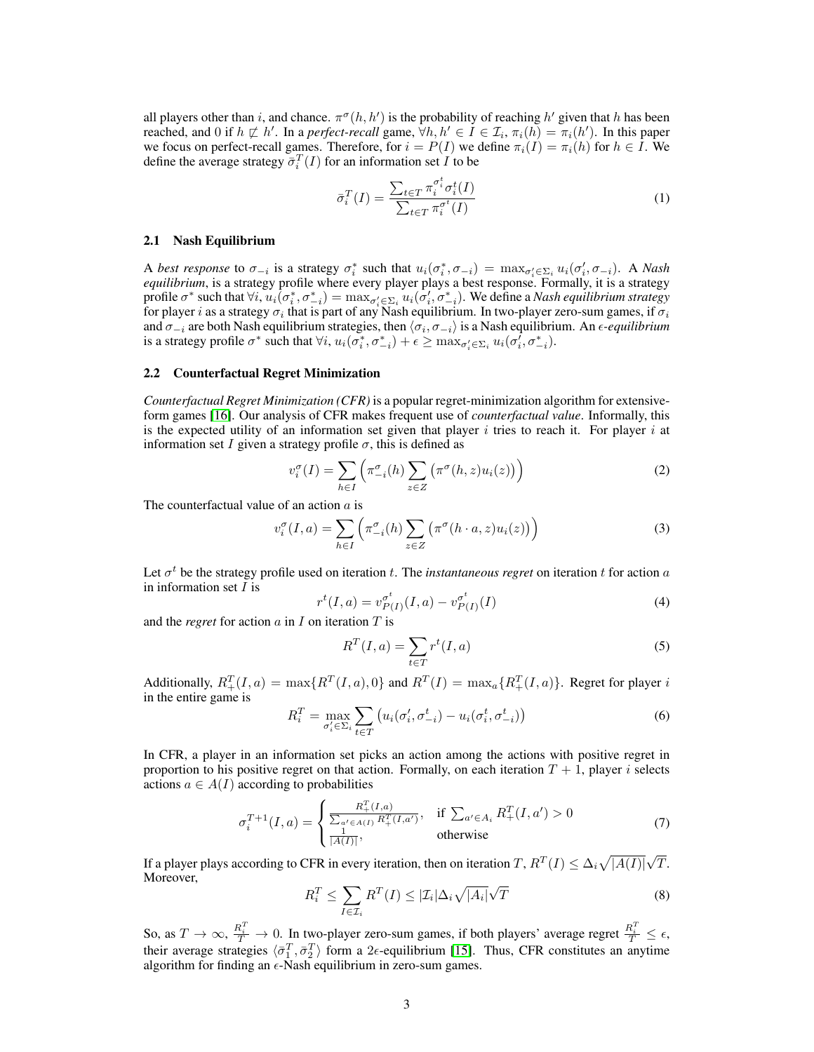all players other than $i$, and chance. $\pi^\sigma(h, h')$ is the probability of reaching $h'$ given that $h$ has been reached, and 0 if $h \not\sqsubset h'$. In a *perfect-recall* game, $\forall h, h' \in I \in \mathcal{I}_i$, $\pi_i(h) = \pi_i(h')$. In this paper we focus on perfect-recall games. Therefore, for $i = P(I)$ we define $\pi_i(I) = \pi_i(h)$ for $h \in I$. We define the average strategy $\bar{\sigma}_i^T(I)$ for an information set $I$ to be

$$\bar{\sigma}_i^T(I) = \frac{\sum_{t \in T} \pi_i^{\sigma_i^t} \sigma_i^t(I)}{\sum_{t \in T} \pi_i^{\sigma^t}(I)} \tag{1}$$

### 2.1 Nash Equilibrium

A *best response* to $\sigma_{-i}$ is a strategy $\sigma_i^*$ such that $u_i(\sigma_i^*, \sigma_{-i}) = \max_{\sigma_i' \in \Sigma_i} u_i(\sigma_i', \sigma_{-i})$. A *Nash equilibrium*, is a strategy profile where every player plays a best response. Formally, it is a strategy profile $\sigma^*$ such that $\forall i, u_i(\sigma_i^*, \sigma_{-i}^*) = \max_{\sigma_i' \in \Sigma_i} u_i(\sigma_i', \sigma_{-i}^*)$. We define a *Nash equilibrium strategy* for player $i$ as a strategy $\sigma_i$ that is part of any Nash equilibrium. In two-player zero-sum games, if $\sigma_i$ and $\sigma_{-i}$ are both Nash equilibrium strategies, then $\langle \sigma_i, \sigma_{-i} \rangle$ is a Nash equilibrium. An *$\epsilon$-equilibrium* is a strategy profile $\sigma^*$ such that $\forall i, u_i(\sigma_i^*, \sigma_{-i}^*) + \epsilon \geq \max_{\sigma_i' \in \Sigma_i} u_i(\sigma_i', \sigma_{-i}^*)$.

### 2.2 Counterfactual Regret Minimization

*Counterfactual Regret Minimization (CFR)* is a popular regret-minimization algorithm for extensive-form games [16]. Our analysis of CFR makes frequent use of *counterfactual value*. Informally, this is the expected utility of an information set given that player $i$ tries to reach it. For player $i$ at information set $I$ given a strategy profile $\sigma$, this is defined as

$$v_i^\sigma(I) = \sum_{h \in I} \Big( \pi_{-i}^\sigma(h) \sum_{z \in Z} \big( \pi^\sigma(h, z) u_i(z) \big) \Big) \tag{2}$$

The counterfactual value of an action $a$ is

$$v_i^\sigma(I, a) = \sum_{h \in I} \Big( \pi_{-i}^\sigma(h) \sum_{z \in Z} \big( \pi^\sigma(h \cdot a, z) u_i(z) \big) \Big) \tag{3}$$

Let $\sigma^t$ be the strategy profile used on iteration $t$. The *instantaneous regret* on iteration $t$ for action $a$ in information set $I$ is

$$r^t(I, a) = v_{P(I)}^{\sigma^t}(I, a) - v_{P(I)}^{\sigma^t}(I) \tag{4}$$

and the *regret* for action $a$ in $I$ on iteration $T$ is

$$R^T(I, a) = \sum_{t \in T} r^t(I, a) \tag{5}$$

Additionally, $R_+^T(I, a) = \max\{R^T(I, a), 0\}$ and $R^T(I) = \max_a\{R_+^T(I, a)\}$. Regret for player $i$ in the entire game is

$$R_i^T = \max_{\sigma_i' \in \Sigma_i} \sum_{t \in T} \big( u_i(\sigma_i', \sigma_{-i}^t) - u_i(\sigma_i^t, \sigma_{-i}^t) \big) \tag{6}$$

In CFR, a player in an information set picks an action among the actions with positive regret in proportion to his positive regret on that action. Formally, on each iteration $T + 1$, player $i$ selects actions $a \in A(I)$ according to probabilities

$$\sigma_i^{T+1}(I, a) = \begin{cases} \frac{R_+^T(I, a)}{\sum_{a' \in A(I)} R_+^T(I, a')}, & \text{if } \sum_{a' \in A_i} R_+^T(I, a') > 0 \\ \frac{1}{|A(I)|}, & \text{otherwise} \end{cases} \tag{7}$$

If a player plays according to CFR in every iteration, then on iteration $T$, $R^T(I) \leq \Delta_i \sqrt{|A(I)|}\sqrt{T}$. Moreover,

$$R_i^T \leq \sum_{I \in \mathcal{I}_i} R^T(I) \leq |\mathcal{I}_i| \Delta_i \sqrt{|A_i|}\sqrt{T} \tag{8}$$

So, as $T \to \infty$, $\frac{R_i^T}{T} \to 0$. In two-player zero-sum games, if both players' average regret $\frac{R_i^T}{T} \leq \epsilon$, their average strategies $\langle \bar{\sigma}_1^T, \bar{\sigma}_2^T \rangle$ form a $2\epsilon$-equilibrium [15]. Thus, CFR constitutes an anytime algorithm for finding an $\epsilon$-Nash equilibrium in zero-sum games.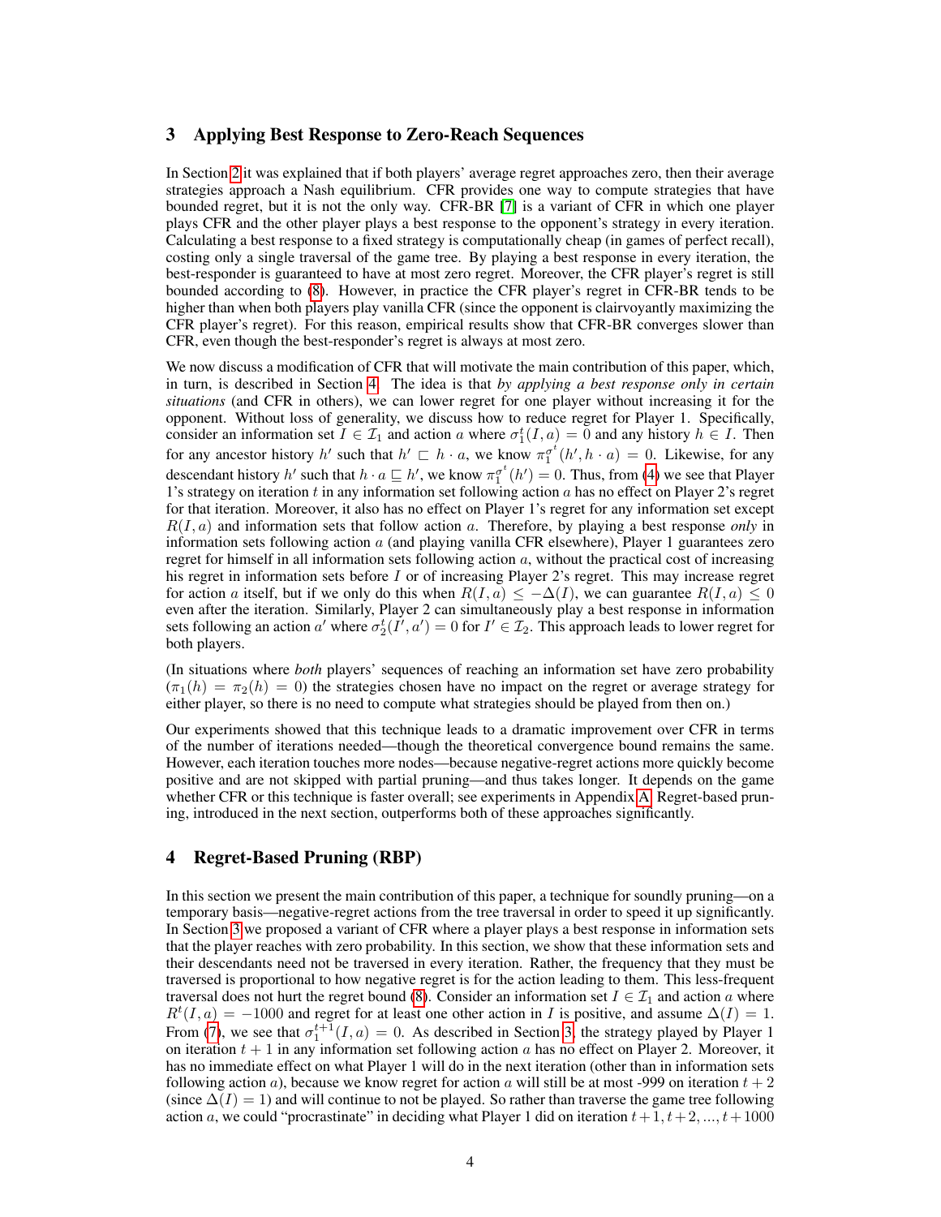## 3 Applying Best Response to Zero-Reach Sequences

In Section 2 it was explained that if both players' average regret approaches zero, then their average strategies approach a Nash equilibrium. CFR provides one way to compute strategies that have bounded regret, but it is not the only way. CFR-BR [7] is a variant of CFR in which one player plays CFR and the other player plays a best response to the opponent's strategy in every iteration. Calculating a best response to a fixed strategy is computationally cheap (in games of perfect recall), costing only a single traversal of the game tree. By playing a best response in every iteration, the best-responder is guaranteed to have at most zero regret. Moreover, the CFR player's regret is still bounded according to (8). However, in practice the CFR player's regret in CFR-BR tends to be higher than when both players play vanilla CFR (since the opponent is clairvoyantly maximizing the CFR player's regret). For this reason, empirical results show that CFR-BR converges slower than CFR, even though the best-responder's regret is always at most zero.

We now discuss a modification of CFR that will motivate the main contribution of this paper, which, in turn, is described in Section 4. The idea is that *by applying a best response only in certain situations* (and CFR in others), we can lower regret for one player without increasing it for the opponent. Without loss of generality, we discuss how to reduce regret for Player 1. Specifically, consider an information set $I \in \mathcal{I}_1$ and action $a$ where $\sigma_1^t(I, a) = 0$ and any history $h \in I$. Then for any ancestor history $h'$ such that $h' \sqsubset h \cdot a$, we know $\pi_1^{\sigma^t}(h', h \cdot a) = 0$. Likewise, for any descendant history $h'$ such that $h \cdot a \sqsubseteq h'$, we know $\pi_1^{\sigma^t}(h') = 0$. Thus, from (4) we see that Player 1's strategy on iteration $t$ in any information set following action $a$ has no effect on Player 2's regret for that iteration. Moreover, it also has no effect on Player 1's regret for any information set except $R(I, a)$ and information sets that follow action $a$. Therefore, by playing a best response *only* in information sets following action $a$ (and playing vanilla CFR elsewhere), Player 1 guarantees zero regret for himself in all information sets following action $a$, without the practical cost of increasing his regret in information sets before $I$ or of increasing Player 2's regret. This may increase regret for action $a$ itself, but if we only do this when $R(I, a) \leq -\Delta(I)$, we can guarantee $R(I, a) \leq 0$ even after the iteration. Similarly, Player 2 can simultaneously play a best response in information sets following an action $a'$ where $\sigma_2^t(I', a') = 0$ for $I' \in \mathcal{I}_2$. This approach leads to lower regret for both players.

(In situations where *both* players' sequences of reaching an information set have zero probability ($\pi_1(h) = \pi_2(h) = 0$) the strategies chosen have no impact on the regret or average strategy for either player, so there is no need to compute what strategies should be played from then on.)

Our experiments showed that this technique leads to a dramatic improvement over CFR in terms of the number of iterations needed—though the theoretical convergence bound remains the same. However, each iteration touches more nodes—because negative-regret actions more quickly become positive and are not skipped with partial pruning—and thus takes longer. It depends on the game whether CFR or this technique is faster overall; see experiments in Appendix A. Regret-based pruning, introduced in the next section, outperforms both of these approaches significantly.

## 4 Regret-Based Pruning (RBP)

In this section we present the main contribution of this paper, a technique for soundly pruning—on a temporary basis—negative-regret actions from the tree traversal in order to speed it up significantly. In Section 3 we proposed a variant of CFR where a player plays a best response in information sets that the player reaches with zero probability. In this section, we show that these information sets and their descendants need not be traversed in every iteration. Rather, the frequency that they must be traversed is proportional to how negative regret is for the action leading to them. This less-frequent traversal does not hurt the regret bound (8). Consider an information set $I \in \mathcal{I}_1$ and action $a$ where $R^t(I, a) = -1000$ and regret for at least one other action in $I$ is positive, and assume $\Delta(I) = 1$. From (7), we see that $\sigma_1^{t+1}(I, a) = 0$. As described in Section 3, the strategy played by Player 1 on iteration $t + 1$ in any information set following action $a$ has no effect on Player 2. Moreover, it has no immediate effect on what Player 1 will do in the next iteration (other than in information sets following action $a$), because we know regret for action $a$ will still be at most -999 on iteration $t + 2$ (since $\Delta(I) = 1$) and will continue to not be played. So rather than traverse the game tree following action $a$, we could "procrastinate" in deciding what Player 1 did on iteration $t + 1, t + 2, ..., t + 1000$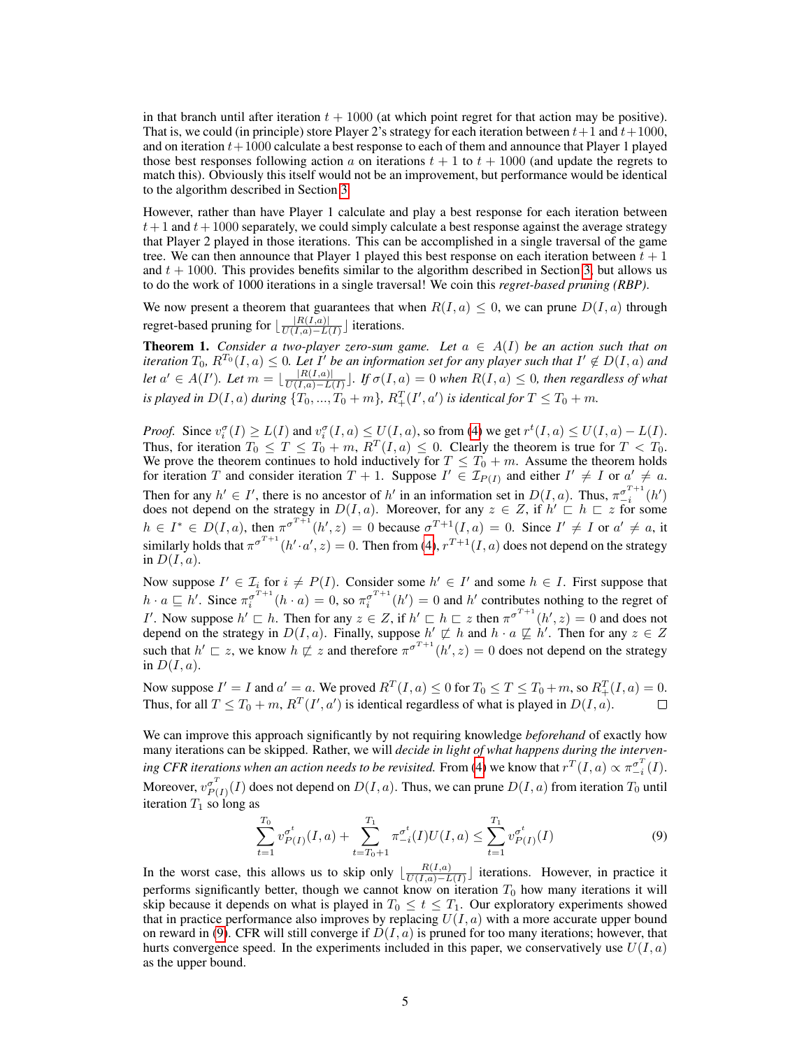in that branch until after iteration $t + 1000$ (at which point regret for that action may be positive). That is, we could (in principle) store Player 2's strategy for each iteration between $t+1$ and $t+1000$, and on iteration $t+1000$ calculate a best response to each of them and announce that Player 1 played those best responses following action $a$ on iterations $t+1$ to $t+1000$ (and update the regrets to match this). Obviously this itself would not be an improvement, but performance would be identical to the algorithm described in Section 3.

However, rather than have Player 1 calculate and play a best response for each iteration between $t+1$ and $t+1000$ separately, we could simply calculate a best response against the average strategy that Player 2 played in those iterations. This can be accomplished in a single traversal of the game tree. We can then announce that Player 1 played this best response on each iteration between $t+1$ and $t+1000$. This provides benefits similar to the algorithm described in Section 3, but allows us to do the work of 1000 iterations in a single traversal! We coin this *regret-based pruning (RBP)*.

We now present a theorem that guarantees that when $R(I,a) \leq 0$, we can prune $D(I,a)$ through regret-based pruning for $\lfloor \frac{|R(I,a)|}{U(I,a)-L(I)} \rfloor$ iterations.

**Theorem 1.** *Consider a two-player zero-sum game. Let $a \in A(I)$ be an action such that on iteration $T_0$, $R^{T_0}(I,a) \leq 0$. Let $I'$ be an information set for any player such that $I' \notin D(I,a)$ and let $a' \in A(I')$. Let $m = \lfloor \frac{|R(I,a)|}{U(I,a)-L(I)} \rfloor$. If $\sigma(I,a) = 0$ when $R(I,a) \leq 0$, then regardless of what is played in $D(I,a)$ during $\{T_0, ..., T_0 + m\}$, $R_+^T(I', a')$ is identical for $T \leq T_0 + m$.*

*Proof.* Since $v_i^\sigma(I) \geq L(I)$ and $v_i^\sigma(I,a) \leq U(I,a)$, so from (4) we get $r^t(I,a) \leq U(I,a) - L(I)$. Thus, for iteration $T_0 \leq T \leq T_0 + m$, $R^T(I,a) \leq 0$. Clearly the theorem is true for $T < T_0$. We prove the theorem continues to hold inductively for $T \leq T_0 + m$. Assume the theorem holds for iteration $T$ and consider iteration $T+1$. Suppose $I' \in \mathcal{I}_{P(I)}$ and either $I' \neq I$ or $a' \neq a$. Then for any $h' \in I'$, there is no ancestor of $h'$ in an information set in $D(I,a)$. Thus, $\pi_{-i}^{\sigma^{T+1}}(h')$ does not depend on the strategy in $D(I,a)$. Moreover, for any $z \in Z$, if $h' \sqsubset h \sqsubset z$ for some $h \in I^* \in D(I,a)$, then $\pi^{\sigma^{T+1}}(h', z) = 0$ because $\sigma^{T+1}(I,a) = 0$. Since $I' \neq I$ or $a' \neq a$, it similarly holds that $\pi^{\sigma^{T+1}}(h' \cdot a', z) = 0$. Then from (4), $r^{T+1}(I,a)$ does not depend on the strategy in $D(I,a)$.

Now suppose $I' \in \mathcal{I}_i$ for $i \neq P(I)$. Consider some $h' \in I'$ and some $h \in I$. First suppose that $h \cdot a \sqsubseteq h'$. Since $\pi_i^{\sigma^{T+1}}(h \cdot a) = 0$, so $\pi_i^{\sigma^{T+1}}(h') = 0$ and $h'$ contributes nothing to the regret of $I'$. Now suppose $h' \sqsubset h$. Then for any $z \in Z$, if $h' \sqsubset h \sqsubset z$ then $\pi^{\sigma^{T+1}}(h', z) = 0$ and does not depend on the strategy in $D(I,a)$. Finally, suppose $h' \not\sqsubset h$ and $h \cdot a \not\sqsubseteq h'$. Then for any $z \in Z$ such that $h' \sqsubset z$, we know $h \not\sqsubset z$ and therefore $\pi^{\sigma^{T+1}}(h', z) = 0$ does not depend on the strategy in $D(I,a)$.

Now suppose $I' = I$ and $a' = a$. We proved $R^T(I,a) \leq 0$ for $T_0 \leq T \leq T_0 + m$, so $R_+^T(I,a) = 0$. Thus, for all $T \leq T_0 + m$, $R^T(I', a')$ is identical regardless of what is played in $D(I,a)$. $\square$

We can improve this approach significantly by not requiring knowledge *beforehand* of exactly how many iterations can be skipped. Rather, we will *decide in light of what happens during the intervening CFR iterations when an action needs to be revisited.* From (4) we know that $r^T(I,a) \propto \pi_{-i}^{\sigma^T}(I)$. Moreover, $v_{P(I)}^{\sigma^T}(I)$ does not depend on $D(I,a)$. Thus, we can prune $D(I,a)$ from iteration $T_0$ until iteration $T_1$ so long as

$$\sum_{t=1}^{T_0} v_{P(I)}^{\sigma^t}(I,a) + \sum_{t=T_0+1}^{T_1} \pi_{-i}^{\sigma^t}(I) U(I,a) \leq \sum_{t=1}^{T_1} v_{P(I)}^{\sigma^t}(I) \tag{9}$$

In the worst case, this allows us to skip only $\lfloor \frac{R(I,a)}{U(I,a)-L(I)} \rfloor$ iterations. However, in practice it performs significantly better, though we cannot know on iteration $T_0$ how many iterations it will skip because it depends on what is played in $T_0 \leq t \leq T_1$. Our exploratory experiments showed that in practice performance also improves by replacing $U(I,a)$ with a more accurate upper bound on reward in (9). CFR will still converge if $D(I,a)$ is pruned for too many iterations; however, that hurts convergence speed. In the experiments included in this paper, we conservatively use $U(I,a)$ as the upper bound.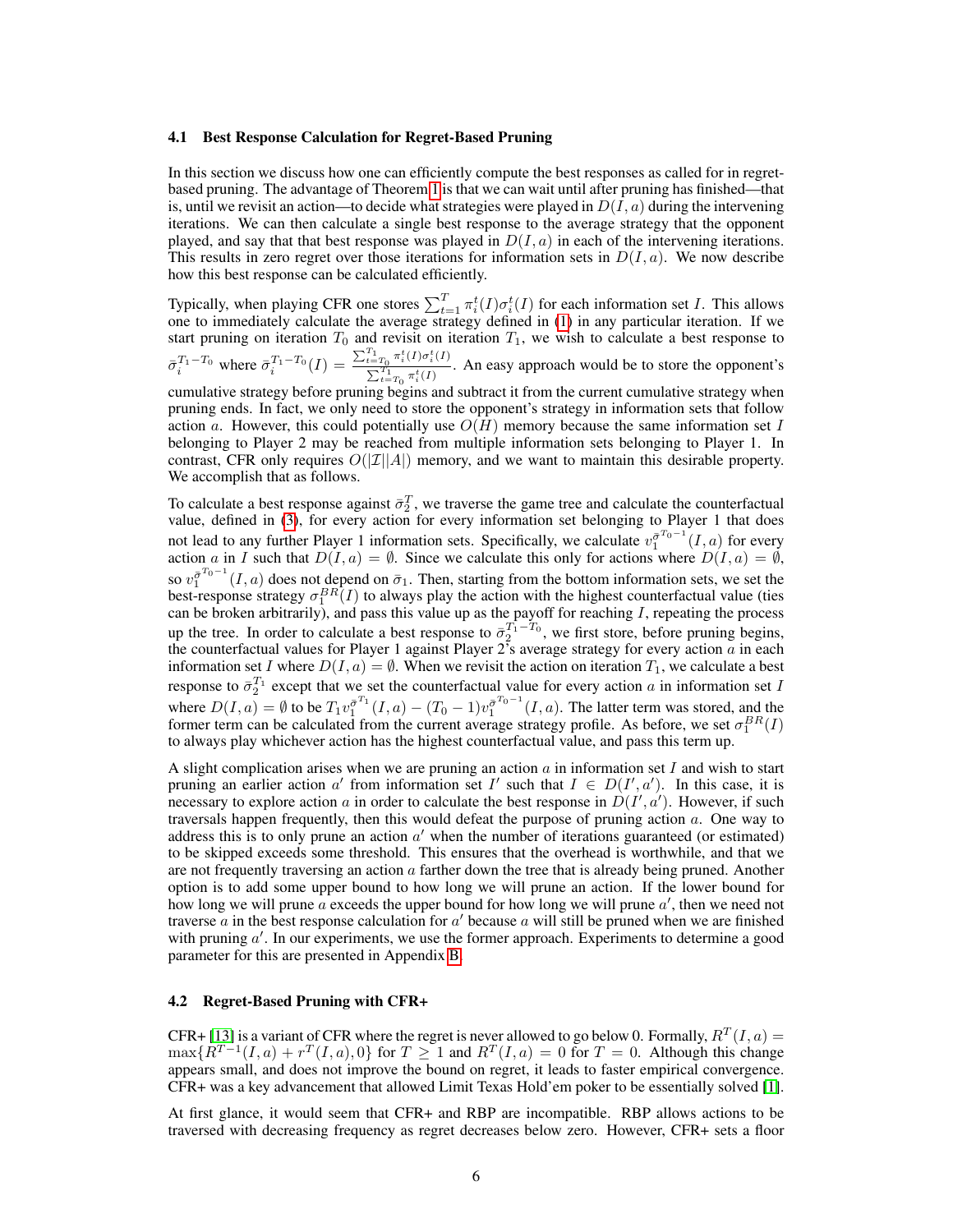### 4.1 Best Response Calculation for Regret-Based Pruning

In this section we discuss how one can efficiently compute the best responses as called for in regret-based pruning. The advantage of Theorem 1 is that we can wait until after pruning has finished—that is, until we revisit an action—to decide what strategies were played in $D(I, a)$ during the intervening iterations. We can then calculate a single best response to the average strategy that the opponent played, and say that that best response was played in $D(I, a)$ in each of the intervening iterations. This results in zero regret over those iterations for information sets in $D(I, a)$. We now describe how this best response can be calculated efficiently.

Typically, when playing CFR one stores $\sum_{t=1}^{T} \pi_i^t(I)\sigma_i^t(I)$ for each information set $I$. This allows one to immediately calculate the average strategy defined in (1) in any particular iteration. If we start pruning on iteration $T_0$ and revisit on iteration $T_1$, we wish to calculate a best response to $\bar{\sigma}_i^{T_1 - T_0}$ where $\bar{\sigma}_i^{T_1 - T_0}(I) = \frac{\sum_{t=T_0}^{T_1} \pi_i^t(I)\sigma_i^t(I)}{\sum_{t=T_0}^{T_1} \pi_i^t(I)}$. An easy approach would be to store the opponent's cumulative strategy before pruning begins and subtract it from the current cumulative strategy when pruning ends. In fact, we only need to store the opponent's strategy in information sets that follow action $a$. However, this could potentially use $O(H)$ memory because the same information set $I$ belonging to Player 2 may be reached from multiple information sets belonging to Player 1. In contrast, CFR only requires $O(|\mathcal{I}||A|)$ memory, and we want to maintain this desirable property. We accomplish that as follows.

To calculate a best response against $\bar{\sigma}_2^T$, we traverse the game tree and calculate the counterfactual value, defined in (3), for every action for every information set belonging to Player 1 that does not lead to any further Player 1 information sets. Specifically, we calculate $v_1^{\bar{\sigma}^{T_0-1}}(I, a)$ for every action $a$ in $I$ such that $D(I, a) = \emptyset$. Since we calculate this only for actions where $D(I, a) = \emptyset$, so $v_1^{\bar{\sigma}^{T_0-1}}(I, a)$ does not depend on $\bar{\sigma}_1$. Then, starting from the bottom information sets, we set the best-response strategy $\sigma_1^{BR}(I)$ to always play the action with the highest counterfactual value (ties can be broken arbitrarily), and pass this value up as the payoff for reaching $I$, repeating the process up the tree. In order to calculate a best response to $\bar{\sigma}_2^{T_1 - T_0}$, we first store, before pruning begins, the counterfactual values for Player 1 against Player 2's average strategy for every action $a$ in each information set $I$ where $D(I, a) = \emptyset$. When we revisit the action on iteration $T_1$, we calculate a best response to $\bar{\sigma}_2^{T_1}$ except that we set the counterfactual value for every action $a$ in information set $I$ where $D(I, a) = \emptyset$ to be $T_1 v_1^{\bar{\sigma}^{T_1}}(I, a) - (T_0 - 1)v_1^{\bar{\sigma}^{T_0-1}}(I, a)$. The latter term was stored, and the former term can be calculated from the current average strategy profile. As before, we set $\sigma_1^{BR}(I)$ to always play whichever action has the highest counterfactual value, and pass this term up.

A slight complication arises when we are pruning an action $a$ in information set $I$ and wish to start pruning an earlier action $a'$ from information set $I'$ such that $I \in D(I', a')$. In this case, it is necessary to explore action $a$ in order to calculate the best response in $D(I', a')$. However, if such traversals happen frequently, then this would defeat the purpose of pruning action $a$. One way to address this is to only prune an action $a'$ when the number of iterations guaranteed (or estimated) to be skipped exceeds some threshold. This ensures that the overhead is worthwhile, and that we are not frequently traversing an action $a$ farther down the tree that is already being pruned. Another option is to add some upper bound to how long we will prune an action. If the lower bound for how long we will prune $a$ exceeds the upper bound for how long we will prune $a'$, then we need not traverse $a$ in the best response calculation for $a'$ because $a$ will still be pruned when we are finished with pruning $a'$. In our experiments, we use the former approach. Experiments to determine a good parameter for this are presented in Appendix B.

### 4.2 Regret-Based Pruning with CFR+

CFR+ [13] is a variant of CFR where the regret is never allowed to go below 0. Formally, $R^T(I, a) = \max\{R^{T-1}(I, a) + r^T(I, a), 0\}$ for $T \geq 1$ and $R^T(I, a) = 0$ for $T = 0$. Although this change appears small, and does not improve the bound on regret, it leads to faster empirical convergence. CFR+ was a key advancement that allowed Limit Texas Hold'em poker to be essentially solved [1].

At first glance, it would seem that CFR+ and RBP are incompatible. RBP allows actions to be traversed with decreasing frequency as regret decreases below zero. However, CFR+ sets a floor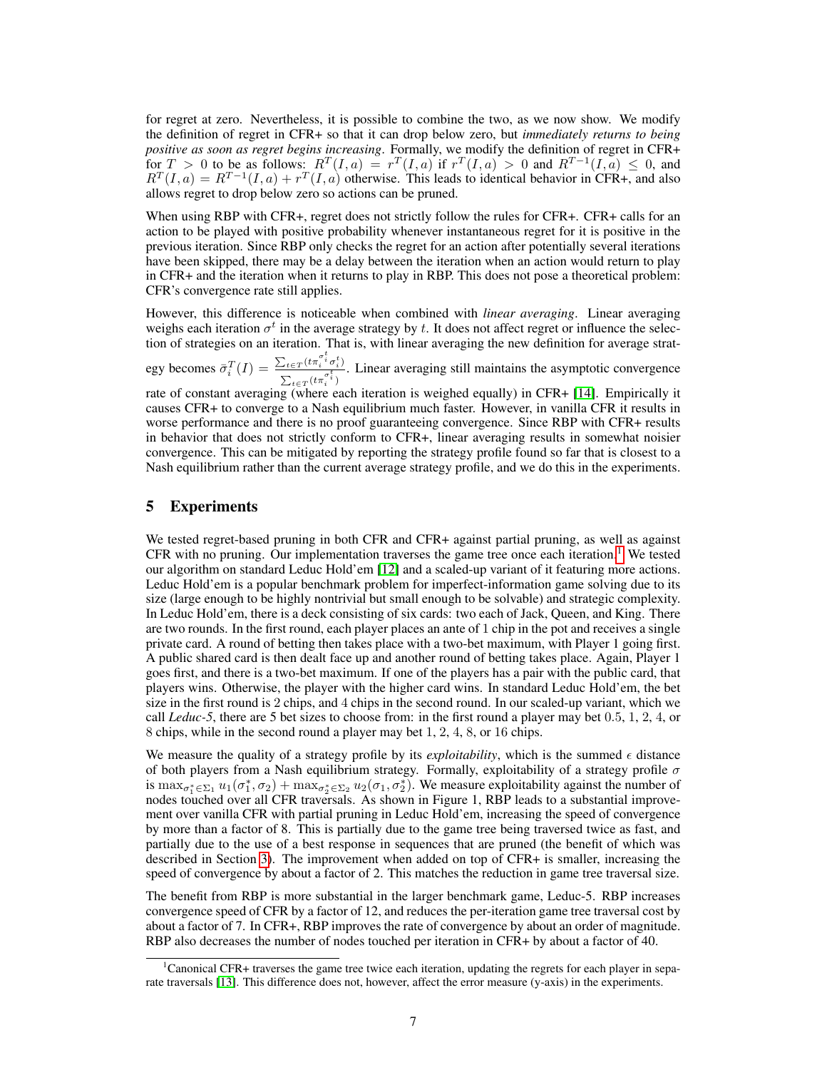for regret at zero. Nevertheless, it is possible to combine the two, as we now show. We modify the definition of regret in CFR+ so that it can drop below zero, but *immediately returns to being positive as soon as regret begins increasing*. Formally, we modify the definition of regret in CFR+ for $T > 0$ to be as follows: $R^T(I, a) = r^T(I, a)$ if $r^T(I, a) > 0$ and $R^{T-1}(I, a) \leq 0$, and $R^T(I, a) = R^{T-1}(I, a) + r^T(I, a)$ otherwise. This leads to identical behavior in CFR+, and also allows regret to drop below zero so actions can be pruned.

When using RBP with CFR+, regret does not strictly follow the rules for CFR+. CFR+ calls for an action to be played with positive probability whenever instantaneous regret for it is positive in the previous iteration. Since RBP only checks the regret for an action after potentially several iterations have been skipped, there may be a delay between the iteration when an action would return to play in CFR+ and the iteration when it returns to play in RBP. This does not pose a theoretical problem: CFR's convergence rate still applies.

However, this difference is noticeable when combined with *linear averaging*. Linear averaging weighs each iteration $\sigma^t$ in the average strategy by $t$. It does not affect regret or influence the selection of strategies on an iteration. That is, with linear averaging the new definition for average strategy becomes $\bar{\sigma}_i^T(I) = \frac{\sum_{t \in T}(t\pi_i^{\sigma_i^t}\sigma_i^t)}{\sum_{t \in T}(t\pi_i^{\sigma_i^t})}$. Linear averaging still maintains the asymptotic convergence rate of constant averaging (where each iteration is weighed equally) in CFR+ [14]. Empirically it causes CFR+ to converge to a Nash equilibrium much faster. However, in vanilla CFR it results in worse performance and there is no proof guaranteeing convergence. Since RBP with CFR+ results in behavior that does not strictly conform to CFR+, linear averaging results in somewhat noisier convergence. This can be mitigated by reporting the strategy profile found so far that is closest to a Nash equilibrium rather than the current average strategy profile, and we do this in the experiments.

## 5 Experiments

We tested regret-based pruning in both CFR and CFR+ against partial pruning, as well as against CFR with no pruning. Our implementation traverses the game tree once each iteration.[1] We tested our algorithm on standard Leduc Hold'em [12] and a scaled-up variant of it featuring more actions. Leduc Hold'em is a popular benchmark problem for imperfect-information game solving due to its size (large enough to be highly nontrivial but small enough to be solvable) and strategic complexity. In Leduc Hold'em, there is a deck consisting of six cards: two each of Jack, Queen, and King. There are two rounds. In the first round, each player places an ante of 1 chip in the pot and receives a single private card. A round of betting then takes place with a two-bet maximum, with Player 1 going first. A public shared card is then dealt face up and another round of betting takes place. Again, Player 1 goes first, and there is a two-bet maximum. If one of the players has a pair with the public card, that players wins. Otherwise, the player with the higher card wins. In standard Leduc Hold'em, the bet size in the first round is 2 chips, and 4 chips in the second round. In our scaled-up variant, which we call *Leduc-5*, there are 5 bet sizes to choose from: in the first round a player may bet 0.5, 1, 2, 4, or 8 chips, while in the second round a player may bet 1, 2, 4, 8, or 16 chips.

We measure the quality of a strategy profile by its *exploitability*, which is the summed $\epsilon$ distance of both players from a Nash equilibrium strategy. Formally, exploitability of a strategy profile $\sigma$ is $\max_{\sigma_1^* \in \Sigma_1} u_1(\sigma_1^*, \sigma_2) + \max_{\sigma_2^* \in \Sigma_2} u_2(\sigma_1, \sigma_2^*)$. We measure exploitability against the number of nodes touched over all CFR traversals. As shown in Figure 1, RBP leads to a substantial improvement over vanilla CFR with partial pruning in Leduc Hold'em, increasing the speed of convergence by more than a factor of 8. This is partially due to the game tree being traversed twice as fast, and partially due to the use of a best response in sequences that are pruned (the benefit of which was described in Section 3). The improvement when added on top of CFR+ is smaller, increasing the speed of convergence by about a factor of 2. This matches the reduction in game tree traversal size.

The benefit from RBP is more substantial in the larger benchmark game, Leduc-5. RBP increases convergence speed of CFR by a factor of 12, and reduces the per-iteration game tree traversal cost by about a factor of 7. In CFR+, RBP improves the rate of convergence by about an order of magnitude. RBP also decreases the number of nodes touched per iteration in CFR+ by about a factor of 40.

[1] Canonical CFR+ traverses the game tree twice each iteration, updating the regrets for each player in separate traversals [13]. This difference does not, however, affect the error measure (y-axis) in the experiments.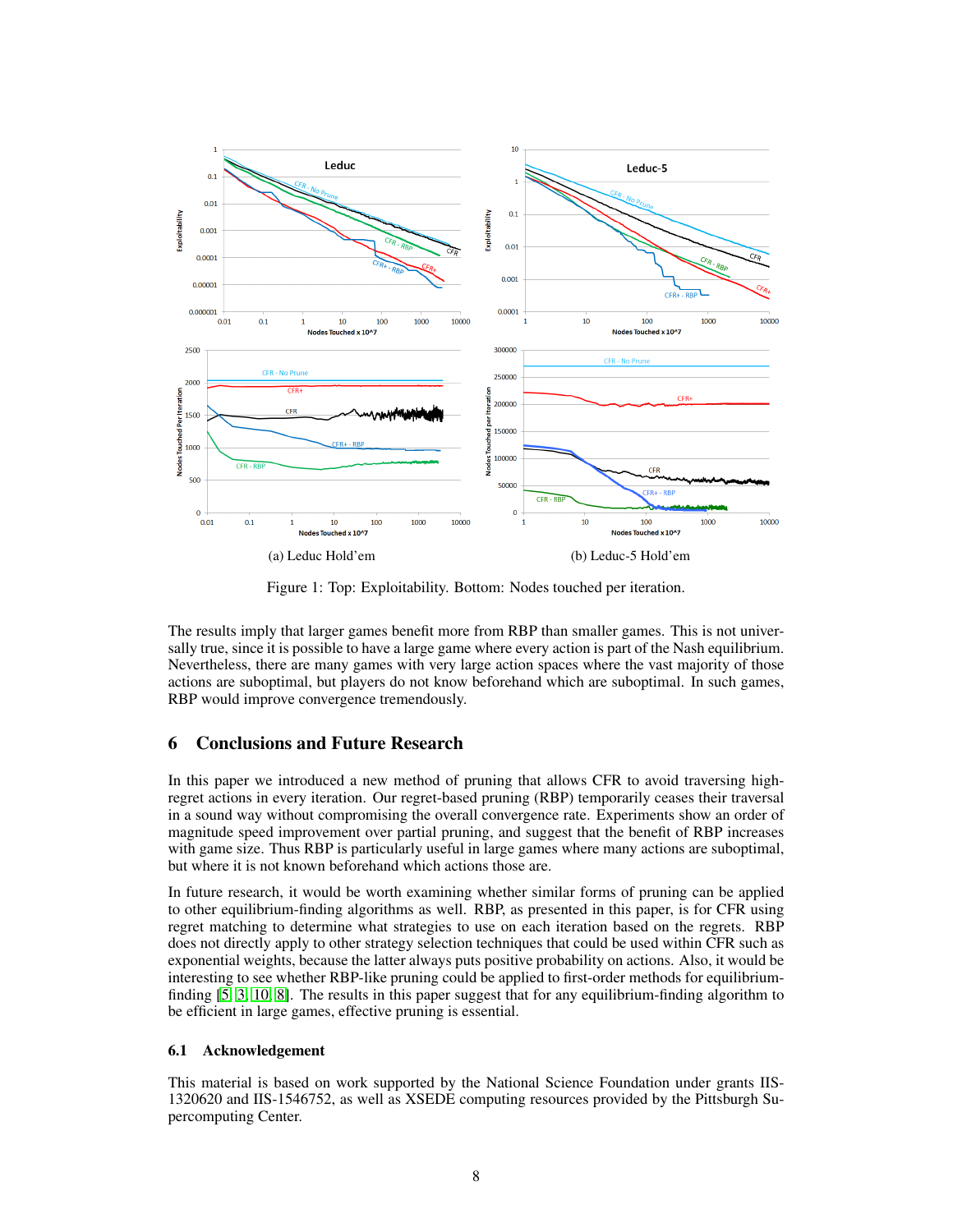(a) Leduc Hold'em

(b) Leduc-5 Hold'em

Figure 1: Top: Exploitability. Bottom: Nodes touched per iteration.

The results imply that larger games benefit more from RBP than smaller games. This is not universally true, since it is possible to have a large game where every action is part of the Nash equilibrium. Nevertheless, there are many games with very large action spaces where the vast majority of those actions are suboptimal, but players do not know beforehand which are suboptimal. In such games, RBP would improve convergence tremendously.

## 6 Conclusions and Future Research

In this paper we introduced a new method of pruning that allows CFR to avoid traversing high-regret actions in every iteration. Our regret-based pruning (RBP) temporarily ceases their traversal in a sound way without compromising the overall convergence rate. Experiments show an order of magnitude speed improvement over partial pruning, and suggest that the benefit of RBP increases with game size. Thus RBP is particularly useful in large games where many actions are suboptimal, but where it is not known beforehand which actions those are.

In future research, it would be worth examining whether similar forms of pruning can be applied to other equilibrium-finding algorithms as well. RBP, as presented in this paper, is for CFR using regret matching to determine what strategies to use on each iteration based on the regrets. RBP does not directly apply to other strategy selection techniques that could be used within CFR such as exponential weights, because the latter always puts positive probability on actions. Also, it would be interesting to see whether RBP-like pruning could be applied to first-order methods for equilibrium-finding [5, 3, 10, 8]. The results in this paper suggest that for any equilibrium-finding algorithm to be efficient in large games, effective pruning is essential.

### 6.1 Acknowledgement

This material is based on work supported by the National Science Foundation under grants IIS-1320620 and IIS-1546752, as well as XSEDE computing resources provided by the Pittsburgh Supercomputing Center.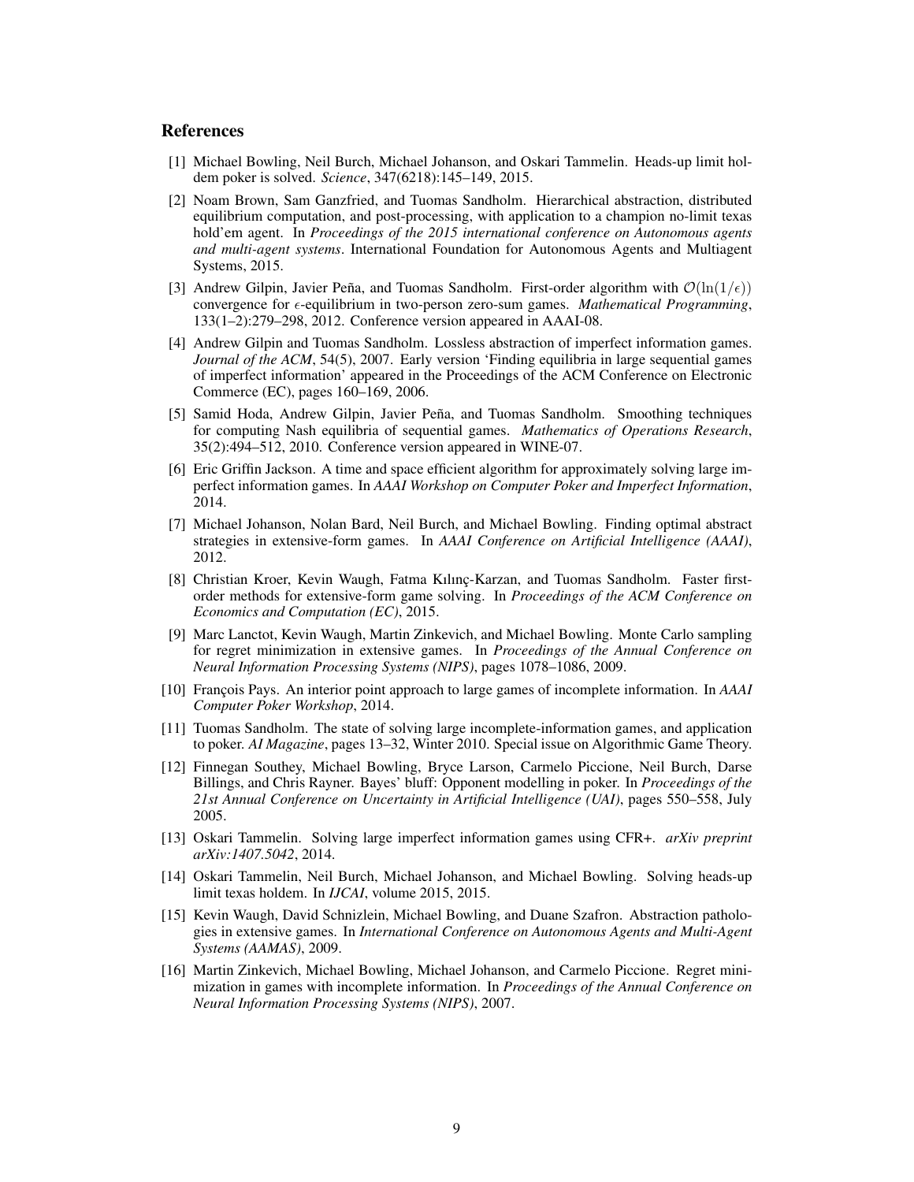## References

[1] Michael Bowling, Neil Burch, Michael Johanson, and Oskari Tammelin. Heads-up limit hold-dem poker is solved. *Science*, 347(6218):145–149, 2015.

[2] Noam Brown, Sam Ganzfried, and Tuomas Sandholm. Hierarchical abstraction, distributed equilibrium computation, and post-processing, with application to a champion no-limit texas hold'em agent. In *Proceedings of the 2015 international conference on Autonomous agents and multi-agent systems*. International Foundation for Autonomous Agents and Multiagent Systems, 2015.

[3] Andrew Gilpin, Javier Peña, and Tuomas Sandholm. First-order algorithm with $\mathcal{O}(\ln(1/\epsilon))$ convergence for $\epsilon$-equilibrium in two-person zero-sum games. *Mathematical Programming*, 133(1–2):279–298, 2012. Conference version appeared in AAAI-08.

[4] Andrew Gilpin and Tuomas Sandholm. Lossless abstraction of imperfect information games. *Journal of the ACM*, 54(5), 2007. Early version 'Finding equilibria in large sequential games of imperfect information' appeared in the Proceedings of the ACM Conference on Electronic Commerce (EC), pages 160–169, 2006.

[5] Samid Hoda, Andrew Gilpin, Javier Peña, and Tuomas Sandholm. Smoothing techniques for computing Nash equilibria of sequential games. *Mathematics of Operations Research*, 35(2):494–512, 2010. Conference version appeared in WINE-07.

[6] Eric Griffin Jackson. A time and space efficient algorithm for approximately solving large imperfect information games. In *AAAI Workshop on Computer Poker and Imperfect Information*, 2014.

[7] Michael Johanson, Nolan Bard, Neil Burch, and Michael Bowling. Finding optimal abstract strategies in extensive-form games. In *AAAI Conference on Artificial Intelligence (AAAI)*, 2012.

[8] Christian Kroer, Kevin Waugh, Fatma Kılınç-Karzan, and Tuomas Sandholm. Faster first-order methods for extensive-form game solving. In *Proceedings of the ACM Conference on Economics and Computation (EC)*, 2015.

[9] Marc Lanctot, Kevin Waugh, Martin Zinkevich, and Michael Bowling. Monte Carlo sampling for regret minimization in extensive games. In *Proceedings of the Annual Conference on Neural Information Processing Systems (NIPS)*, pages 1078–1086, 2009.

[10] François Pays. An interior point approach to large games of incomplete information. In *AAAI Computer Poker Workshop*, 2014.

[11] Tuomas Sandholm. The state of solving large incomplete-information games, and application to poker. *AI Magazine*, pages 13–32, Winter 2010. Special issue on Algorithmic Game Theory.

[12] Finnegan Southey, Michael Bowling, Bryce Larson, Carmelo Piccione, Neil Burch, Darse Billings, and Chris Rayner. Bayes' bluff: Opponent modelling in poker. In *Proceedings of the 21st Annual Conference on Uncertainty in Artificial Intelligence (UAI)*, pages 550–558, July 2005.

[13] Oskari Tammelin. Solving large imperfect information games using CFR+. *arXiv preprint arXiv:1407.5042*, 2014.

[14] Oskari Tammelin, Neil Burch, Michael Johanson, and Michael Bowling. Solving heads-up limit texas holdem. In *IJCAI*, volume 2015, 2015.

[15] Kevin Waugh, David Schnizlein, Michael Bowling, and Duane Szafron. Abstraction pathologies in extensive games. In *International Conference on Autonomous Agents and Multi-Agent Systems (AAMAS)*, 2009.

[16] Martin Zinkevich, Michael Bowling, Michael Johanson, and Carmelo Piccione. Regret minimization in games with incomplete information. In *Proceedings of the Annual Conference on Neural Information Processing Systems (NIPS)*, 2007.